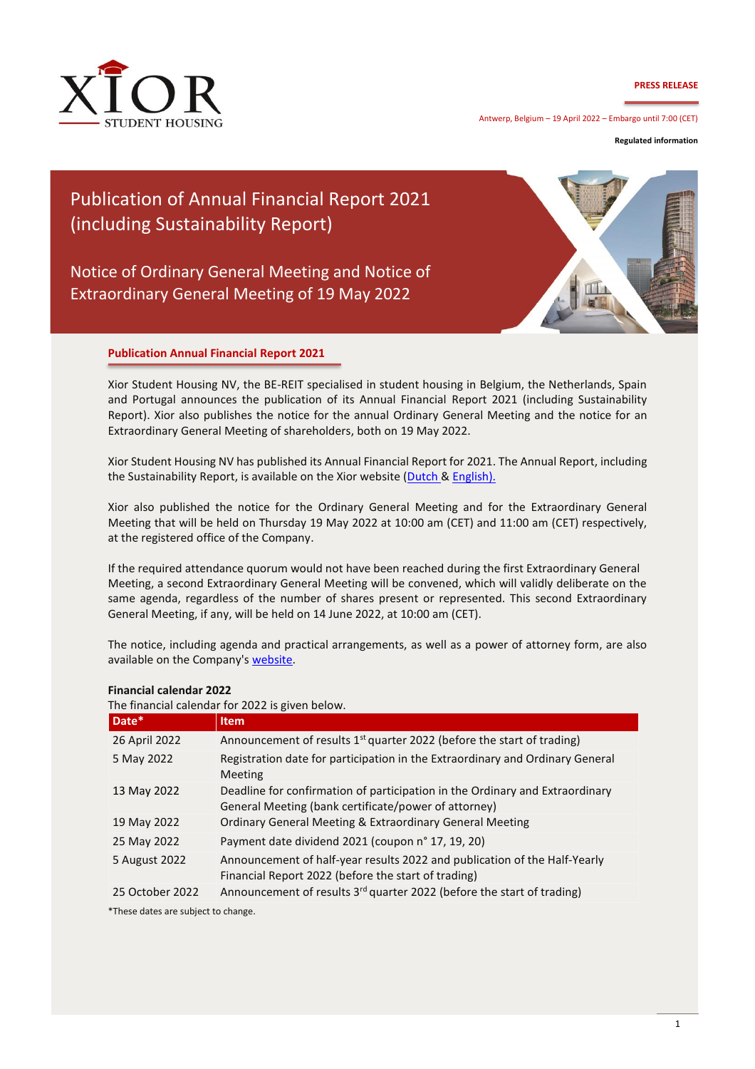XIOR STUDENT HOUSING

**PRESS RELEASE**

Antwerp, Belgium – 19 April 2022 – Embargo until 7:00 (CET)

**Regulated information**

# Publication of Annual Financial Report 2021 (including Sustainability Report)

## Notice of Ordinary General Meeting and Notice of Extraordinary General Meeting of 19 May 2022

### Publication Annual Financial Report 2021

Xior Student Housing NV, the BE-REIT specialised in student housing in Belgium, the Netherlands, Spain and Portugal announces the publication of its Annual Financial Report 2021 (including Sustainability Report). Xior also publishes the notice for the annual Ordinary General Meeting and the notice for an Extraordinary General Meeting of shareholders, both on 19 May 2022.

Xior Student Housing NV has published its Annual Financial Report for 2021. The Annual Report, including the Sustainability Report, is available on the Xior website (Dutch & English).

Xior also published the notice for the Ordinary General Meeting and for the Extraordinary General Meeting that will be held on Thursday 19 May 2022 at 10:00 am (CET) and 11:00 am (CET) respectively, at the registered office of the Company.

If the required attendance quorum would not have been reached during the first Extraordinary General Meeting, a second Extraordinary General Meeting will be convened, which will validly deliberate on the same agenda, regardless of the number of shares present or represented. This second Extraordinary General Meeting, if any, will be held on 14 June 2022, at 10:00 am (CET).

The notice, including agenda and practical arrangements, as well as a power of attorney form, are also available on the Company's website.

**Financial calendar 2022**

The financial calendar for 2022 is given below.

| Date* | Item |
|---|---|
| 26 April 2022 | Announcement of results 1st quarter 2022 (before the start of trading) |
| 5 May 2022 | Registration date for participation in the Extraordinary and Ordinary General Meeting |
| 13 May 2022 | Deadline for confirmation of participation in the Ordinary and Extraordinary General Meeting (bank certificate/power of attorney) |
| 19 May 2022 | Ordinary General Meeting & Extraordinary General Meeting |
| 25 May 2022 | Payment date dividend 2021 (coupon n° 17, 19, 20) |
| 5 August 2022 | Announcement of half-year results 2022 and publication of the Half-Yearly Financial Report 2022 (before the start of trading) |
| 25 October 2022 | Announcement of results 3rd quarter 2022 (before the start of trading) |

*These dates are subject to change.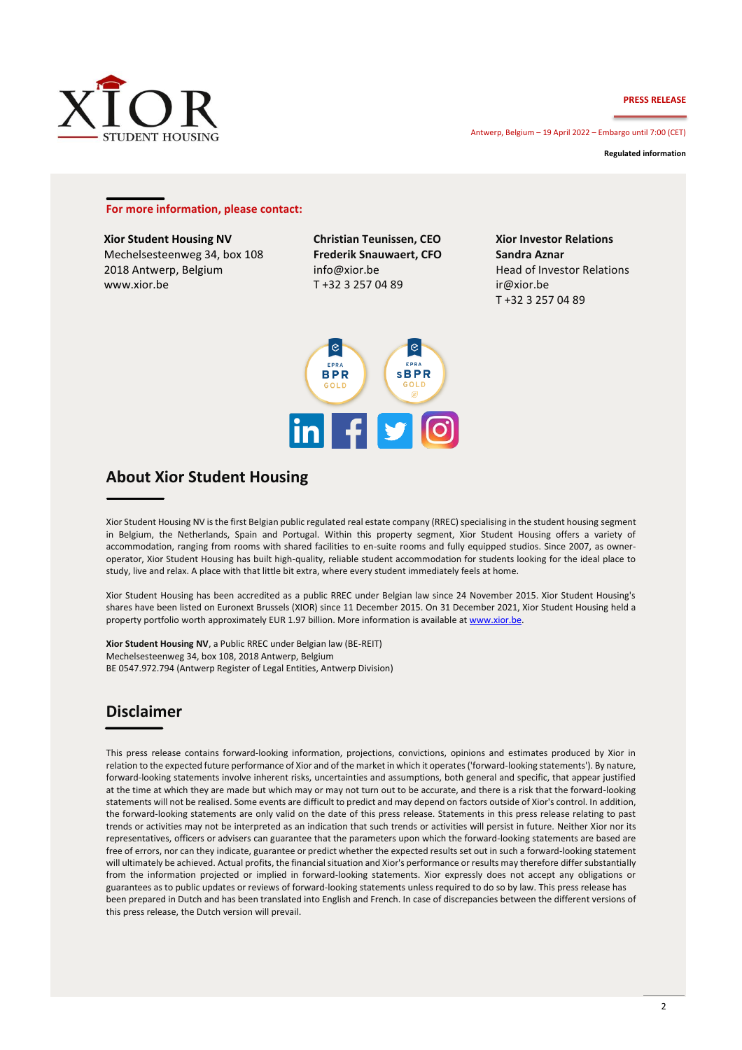PRESS RELEASE

Antwerp, Belgium – 19 April 2022 – Embargo until 7:00 (CET)

**Regulated information**

**For more information, please contact:**

**Xior Student Housing NV**
Mechelsesteenweg 34, box 108
2018 Antwerp, Belgium
www.xior.be

**Christian Teunissen, CEO**
**Frederik Snauwaert, CFO**
info@xior.be
T +32 3 257 04 89

**Xior Investor Relations**
**Sandra Aznar**
Head of Investor Relations
ir@xior.be
T +32 3 257 04 89

## About Xior Student Housing

Xior Student Housing NV is the first Belgian public regulated real estate company (RREC) specialising in the student housing segment in Belgium, the Netherlands, Spain and Portugal. Within this property segment, Xior Student Housing offers a variety of accommodation, ranging from rooms with shared facilities to en-suite rooms and fully equipped studios. Since 2007, as owner-operator, Xior Student Housing has built high-quality, reliable student accommodation for students looking for the ideal place to study, live and relax. A place with that little bit extra, where every student immediately feels at home.

Xior Student Housing has been accredited as a public RREC under Belgian law since 24 November 2015. Xior Student Housing's shares have been listed on Euronext Brussels (XIOR) since 11 December 2015. On 31 December 2021, Xior Student Housing held a property portfolio worth approximately EUR 1.97 billion. More information is available at www.xior.be.

**Xior Student Housing NV**, a Public RREC under Belgian law (BE-REIT)
Mechelsesteenweg 34, box 108, 2018 Antwerp, Belgium
BE 0547.972.794 (Antwerp Register of Legal Entities, Antwerp Division)

## Disclaimer

This press release contains forward-looking information, projections, convictions, opinions and estimates produced by Xior in relation to the expected future performance of Xior and of the market in which it operates ('forward-looking statements'). By nature, forward-looking statements involve inherent risks, uncertainties and assumptions, both general and specific, that appear justified at the time at which they are made but which may or may not turn out to be accurate, and there is a risk that the forward-looking statements will not be realised. Some events are difficult to predict and may depend on factors outside of Xior's control. In addition, the forward-looking statements are only valid on the date of this press release. Statements in this press release relating to past trends or activities may not be interpreted as an indication that such trends or activities will persist in future. Neither Xior nor its representatives, officers or advisers can guarantee that the parameters upon which the forward-looking statements are based are free of errors, nor can they indicate, guarantee or predict whether the expected results set out in such a forward-looking statement will ultimately be achieved. Actual profits, the financial situation and Xior's performance or results may therefore differ substantially from the information projected or implied in forward-looking statements. Xior expressly does not accept any obligations or guarantees as to public updates or reviews of forward-looking statements unless required to do so by law. This press release has been prepared in Dutch and has been translated into English and French. In case of discrepancies between the different versions of this press release, the Dutch version will prevail.